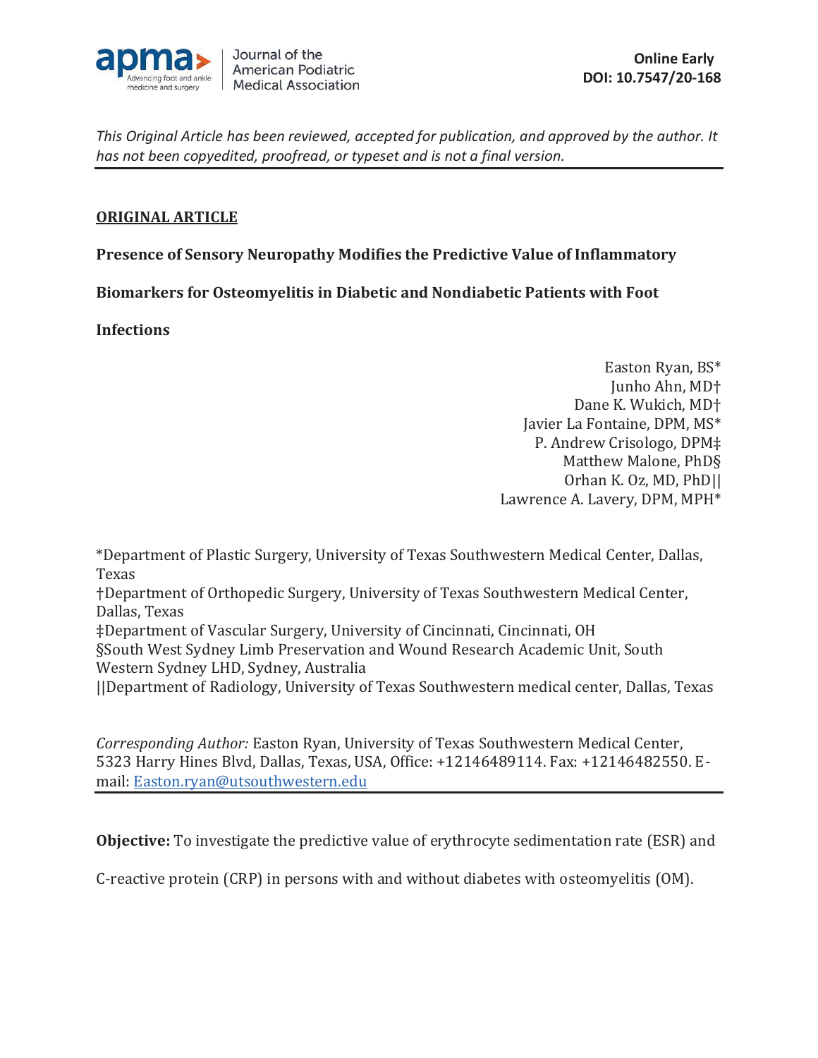Journal of the American Podiatric Medical Association

**Online Early**
**DOI: 10.7547/20-168**

*This Original Article has been reviewed, accepted for publication, and approved by the author. It has not been copyedited, proofread, or typeset and is not a final version.*

**ORIGINAL ARTICLE**

# Presence of Sensory Neuropathy Modifies the Predictive Value of Inflammatory Biomarkers for Osteomyelitis in Diabetic and Nondiabetic Patients with Foot Infections

Easton Ryan, BS*
Junho Ahn, MD†
Dane K. Wukich, MD†
Javier La Fontaine, DPM, MS*
P. Andrew Crisologo, DPM‡
Matthew Malone, PhD§
Orhan K. Oz, MD, PhD||
Lawrence A. Lavery, DPM, MPH*

*Department of Plastic Surgery, University of Texas Southwestern Medical Center, Dallas, Texas
†Department of Orthopedic Surgery, University of Texas Southwestern Medical Center, Dallas, Texas
‡Department of Vascular Surgery, University of Cincinnati, Cincinnati, OH
§South West Sydney Limb Preservation and Wound Research Academic Unit, South Western Sydney LHD, Sydney, Australia
||Department of Radiology, University of Texas Southwestern medical center, Dallas, Texas

*Corresponding Author:* Easton Ryan, University of Texas Southwestern Medical Center, 5323 Harry Hines Blvd, Dallas, Texas, USA, Office: +12146489114. Fax: +12146482550. E-mail: Easton.ryan@utsouthwestern.edu

**Objective:** To investigate the predictive value of erythrocyte sedimentation rate (ESR) and C-reactive protein (CRP) in persons with and without diabetes with osteomyelitis (OM).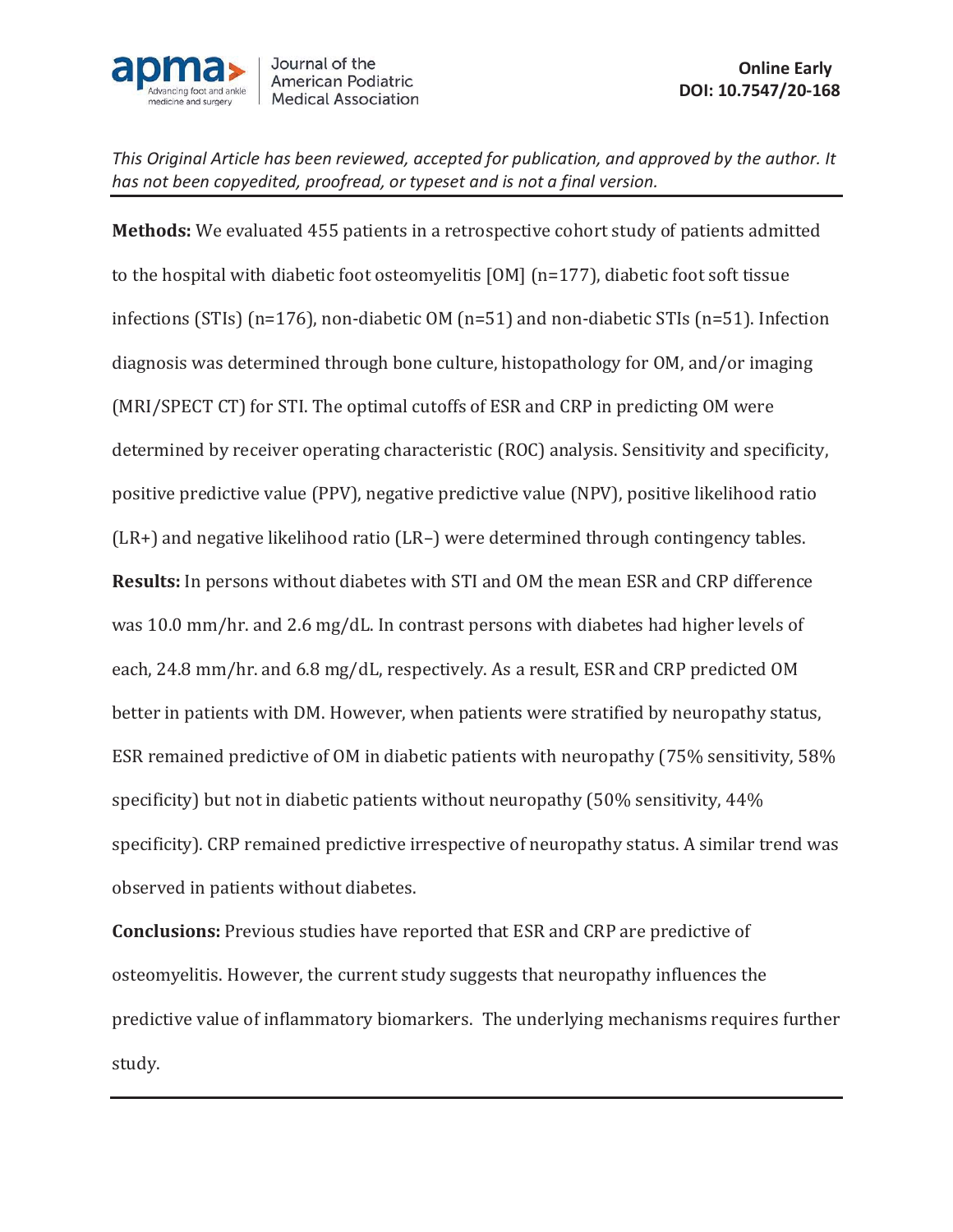**Methods:** We evaluated 455 patients in a retrospective cohort study of patients admitted to the hospital with diabetic foot osteomyelitis [OM] (n=177), diabetic foot soft tissue infections (STIs) (n=176), non-diabetic OM (n=51) and non-diabetic STIs (n=51). Infection diagnosis was determined through bone culture, histopathology for OM, and/or imaging (MRI/SPECT CT) for STI. The optimal cutoffs of ESR and CRP in predicting OM were determined by receiver operating characteristic (ROC) analysis. Sensitivity and specificity, positive predictive value (PPV), negative predictive value (NPV), positive likelihood ratio (LR+) and negative likelihood ratio (LR−) were determined through contingency tables.

**Results:** In persons without diabetes with STI and OM the mean ESR and CRP difference was 10.0 mm/hr. and 2.6 mg/dL. In contrast persons with diabetes had higher levels of each, 24.8 mm/hr. and 6.8 mg/dL, respectively. As a result, ESR and CRP predicted OM better in patients with DM. However, when patients were stratified by neuropathy status, ESR remained predictive of OM in diabetic patients with neuropathy (75% sensitivity, 58% specificity) but not in diabetic patients without neuropathy (50% sensitivity, 44% specificity). CRP remained predictive irrespective of neuropathy status. A similar trend was observed in patients without diabetes.

**Conclusions:** Previous studies have reported that ESR and CRP are predictive of osteomyelitis. However, the current study suggests that neuropathy influences the predictive value of inflammatory biomarkers. The underlying mechanisms requires further study.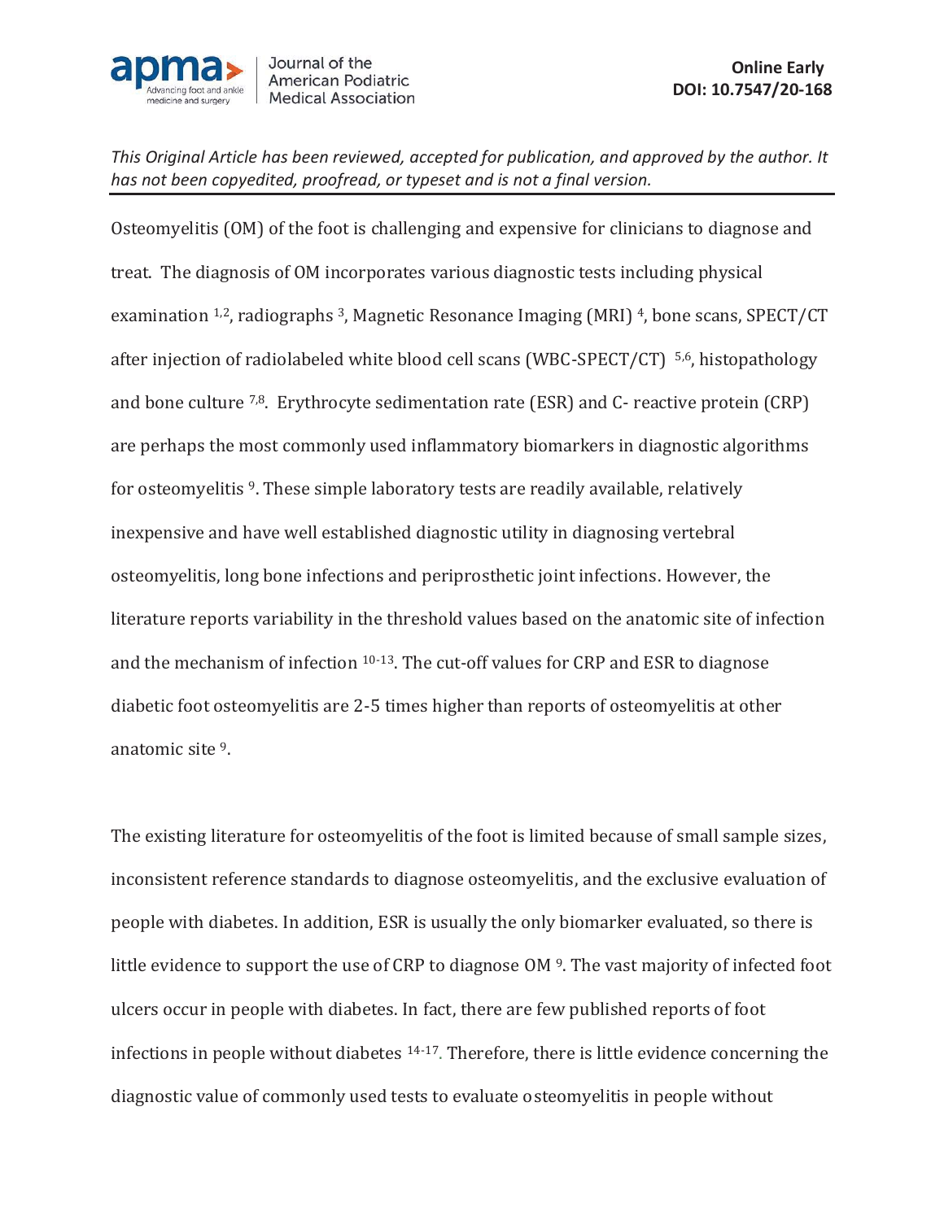Osteomyelitis (OM) of the foot is challenging and expensive for clinicians to diagnose and treat. The diagnosis of OM incorporates various diagnostic tests including physical examination [1,2], radiographs [3], Magnetic Resonance Imaging (MRI) [4], bone scans, SPECT/CT after injection of radiolabeled white blood cell scans (WBC-SPECT/CT) [5,6], histopathology and bone culture [7,8]. Erythrocyte sedimentation rate (ESR) and C- reactive protein (CRP) are perhaps the most commonly used inflammatory biomarkers in diagnostic algorithms for osteomyelitis [9]. These simple laboratory tests are readily available, relatively inexpensive and have well established diagnostic utility in diagnosing vertebral osteomyelitis, long bone infections and periprosthetic joint infections. However, the literature reports variability in the threshold values based on the anatomic site of infection and the mechanism of infection [10-13]. The cut-off values for CRP and ESR to diagnose diabetic foot osteomyelitis are 2-5 times higher than reports of osteomyelitis at other anatomic site [9].

The existing literature for osteomyelitis of the foot is limited because of small sample sizes, inconsistent reference standards to diagnose osteomyelitis, and the exclusive evaluation of people with diabetes. In addition, ESR is usually the only biomarker evaluated, so there is little evidence to support the use of CRP to diagnose OM [9]. The vast majority of infected foot ulcers occur in people with diabetes. In fact, there are few published reports of foot infections in people without diabetes [14-17]. Therefore, there is little evidence concerning the diagnostic value of commonly used tests to evaluate osteomyelitis in people without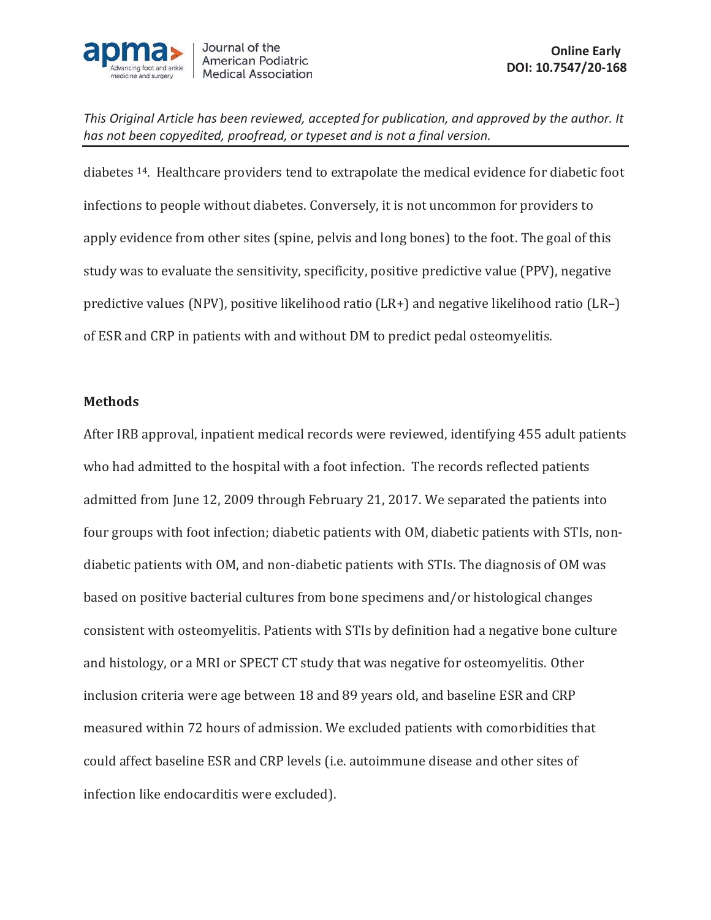diabetes [14]. Healthcare providers tend to extrapolate the medical evidence for diabetic foot infections to people without diabetes. Conversely, it is not uncommon for providers to apply evidence from other sites (spine, pelvis and long bones) to the foot. The goal of this study was to evaluate the sensitivity, specificity, positive predictive value (PPV), negative predictive values (NPV), positive likelihood ratio (LR+) and negative likelihood ratio (LR–) of ESR and CRP in patients with and without DM to predict pedal osteomyelitis.

## Methods

After IRB approval, inpatient medical records were reviewed, identifying 455 adult patients who had admitted to the hospital with a foot infection. The records reflected patients admitted from June 12, 2009 through February 21, 2017. We separated the patients into four groups with foot infection; diabetic patients with OM, diabetic patients with STIs, non-diabetic patients with OM, and non-diabetic patients with STIs. The diagnosis of OM was based on positive bacterial cultures from bone specimens and/or histological changes consistent with osteomyelitis. Patients with STIs by definition had a negative bone culture and histology, or a MRI or SPECT CT study that was negative for osteomyelitis. Other inclusion criteria were age between 18 and 89 years old, and baseline ESR and CRP measured within 72 hours of admission. We excluded patients with comorbidities that could affect baseline ESR and CRP levels (i.e. autoimmune disease and other sites of infection like endocarditis were excluded).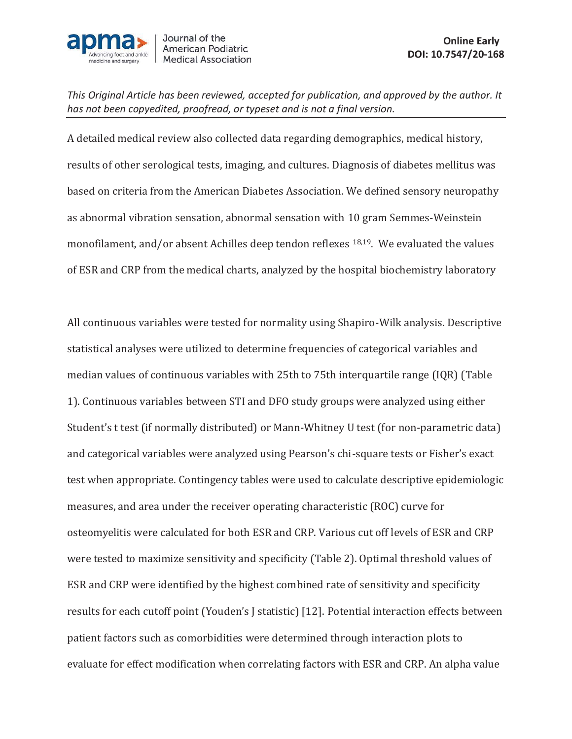A detailed medical review also collected data regarding demographics, medical history, results of other serological tests, imaging, and cultures. Diagnosis of diabetes mellitus was based on criteria from the American Diabetes Association. We defined sensory neuropathy as abnormal vibration sensation, abnormal sensation with 10 gram Semmes-Weinstein monofilament, and/or absent Achilles deep tendon reflexes [18,19]. We evaluated the values of ESR and CRP from the medical charts, analyzed by the hospital biochemistry laboratory

All continuous variables were tested for normality using Shapiro-Wilk analysis. Descriptive statistical analyses were utilized to determine frequencies of categorical variables and median values of continuous variables with 25th to 75th interquartile range (IQR) (Table 1). Continuous variables between STI and DFO study groups were analyzed using either Student's t test (if normally distributed) or Mann-Whitney U test (for non-parametric data) and categorical variables were analyzed using Pearson's chi-square tests or Fisher's exact test when appropriate. Contingency tables were used to calculate descriptive epidemiologic measures, and area under the receiver operating characteristic (ROC) curve for osteomyelitis were calculated for both ESR and CRP. Various cut off levels of ESR and CRP were tested to maximize sensitivity and specificity (Table 2). Optimal threshold values of ESR and CRP were identified by the highest combined rate of sensitivity and specificity results for each cutoff point (Youden's J statistic) [12]. Potential interaction effects between patient factors such as comorbidities were determined through interaction plots to evaluate for effect modification when correlating factors with ESR and CRP. An alpha value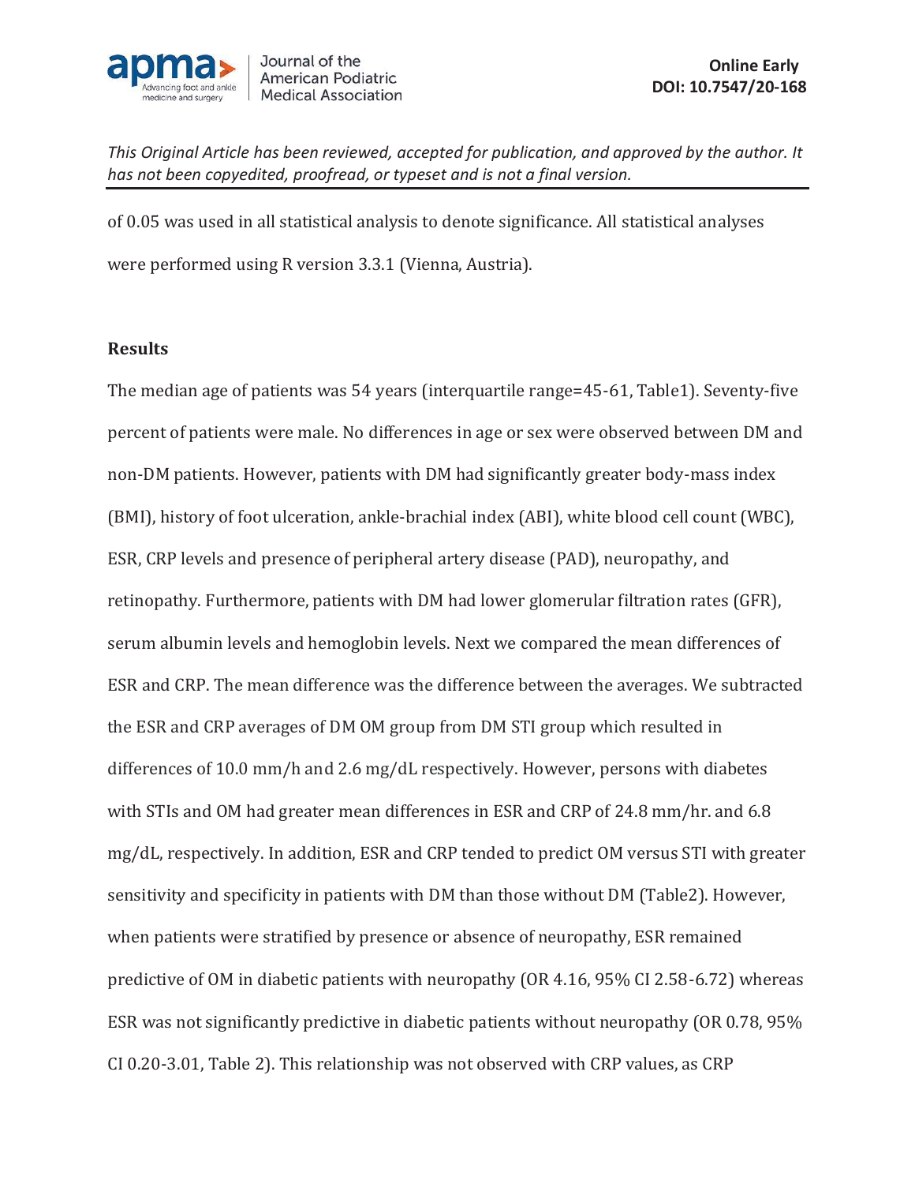of 0.05 was used in all statistical analysis to denote significance. All statistical analyses were performed using R version 3.3.1 (Vienna, Austria).

## Results

The median age of patients was 54 years (interquartile range=45-61, Table1). Seventy-five percent of patients were male. No differences in age or sex were observed between DM and non-DM patients. However, patients with DM had significantly greater body-mass index (BMI), history of foot ulceration, ankle-brachial index (ABI), white blood cell count (WBC), ESR, CRP levels and presence of peripheral artery disease (PAD), neuropathy, and retinopathy. Furthermore, patients with DM had lower glomerular filtration rates (GFR), serum albumin levels and hemoglobin levels. Next we compared the mean differences of ESR and CRP. The mean difference was the difference between the averages. We subtracted the ESR and CRP averages of DM OM group from DM STI group which resulted in differences of 10.0 mm/h and 2.6 mg/dL respectively. However, persons with diabetes with STIs and OM had greater mean differences in ESR and CRP of 24.8 mm/hr. and 6.8 mg/dL, respectively. In addition, ESR and CRP tended to predict OM versus STI with greater sensitivity and specificity in patients with DM than those without DM (Table2). However, when patients were stratified by presence or absence of neuropathy, ESR remained predictive of OM in diabetic patients with neuropathy (OR 4.16, 95% CI 2.58-6.72) whereas ESR was not significantly predictive in diabetic patients without neuropathy (OR 0.78, 95% CI 0.20-3.01, Table 2). This relationship was not observed with CRP values, as CRP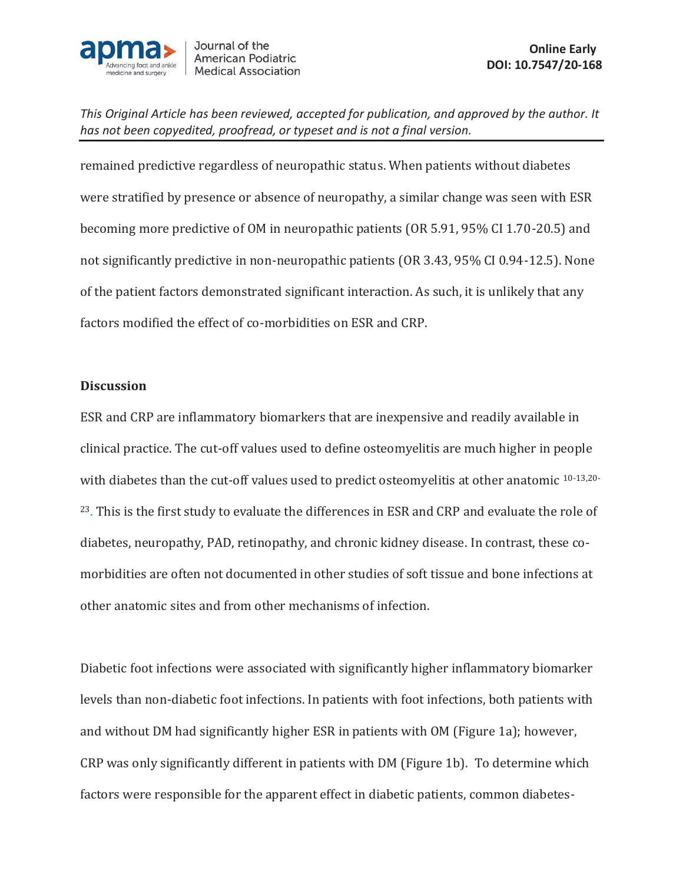remained predictive regardless of neuropathic status. When patients without diabetes were stratified by presence or absence of neuropathy, a similar change was seen with ESR becoming more predictive of OM in neuropathic patients (OR 5.91, 95% CI 1.70-20.5) and not significantly predictive in non-neuropathic patients (OR 3.43, 95% CI 0.94-12.5). None of the patient factors demonstrated significant interaction. As such, it is unlikely that any factors modified the effect of co-morbidities on ESR and CRP.

## Discussion

ESR and CRP are inflammatory biomarkers that are inexpensive and readily available in clinical practice. The cut-off values used to define osteomyelitis are much higher in people with diabetes than the cut-off values used to predict osteomyelitis at other anatomic [10-13,20-23]. This is the first study to evaluate the differences in ESR and CRP and evaluate the role of diabetes, neuropathy, PAD, retinopathy, and chronic kidney disease. In contrast, these co-morbidities are often not documented in other studies of soft tissue and bone infections at other anatomic sites and from other mechanisms of infection.

Diabetic foot infections were associated with significantly higher inflammatory biomarker levels than non-diabetic foot infections. In patients with foot infections, both patients with and without DM had significantly higher ESR in patients with OM (Figure 1a); however, CRP was only significantly different in patients with DM (Figure 1b). To determine which factors were responsible for the apparent effect in diabetic patients, common diabetes-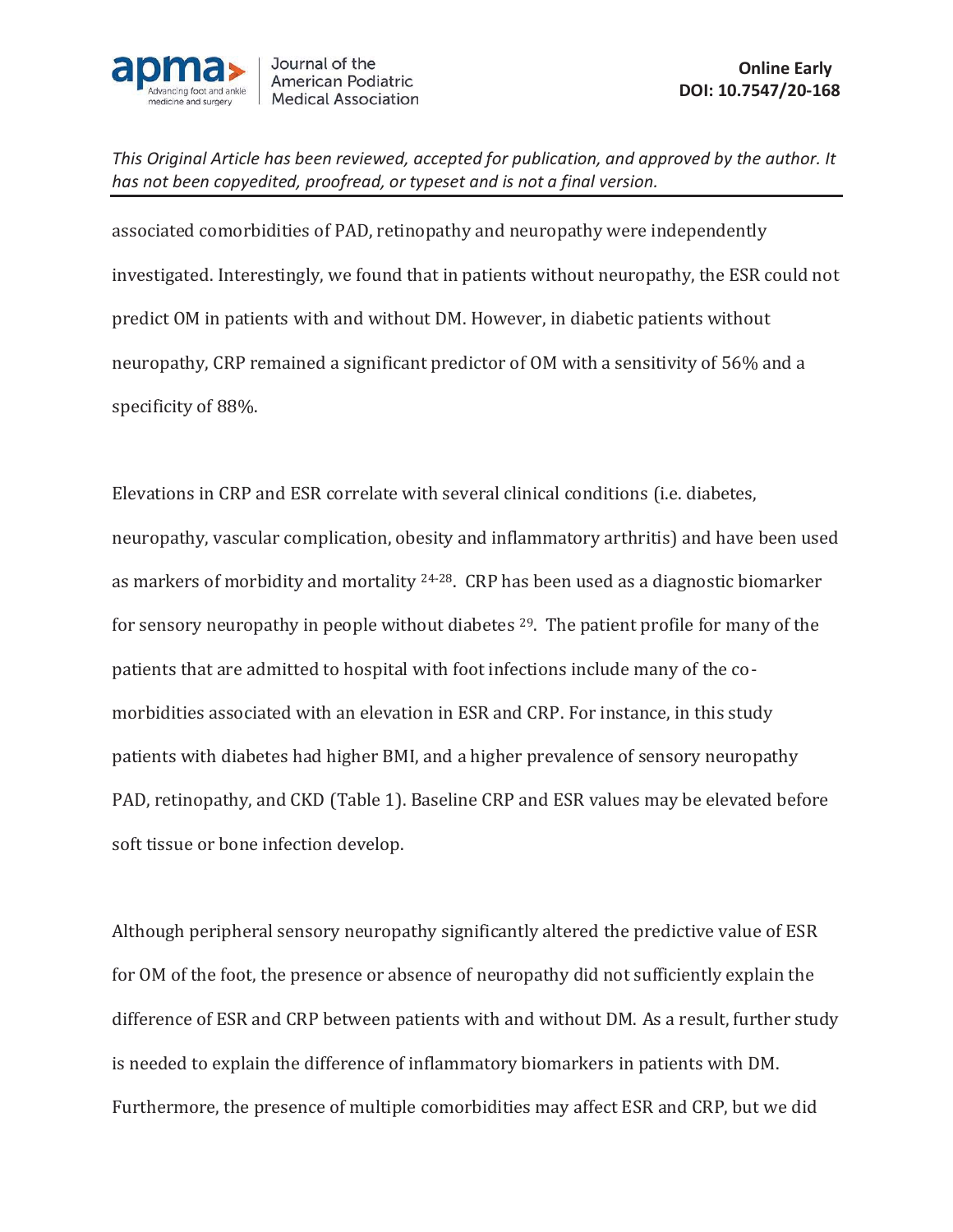associated comorbidities of PAD, retinopathy and neuropathy were independently investigated. Interestingly, we found that in patients without neuropathy, the ESR could not predict OM in patients with and without DM. However, in diabetic patients without neuropathy, CRP remained a significant predictor of OM with a sensitivity of 56% and a specificity of 88%.

Elevations in CRP and ESR correlate with several clinical conditions (i.e. diabetes, neuropathy, vascular complication, obesity and inflammatory arthritis) and have been used as markers of morbidity and mortality [24-28]. CRP has been used as a diagnostic biomarker for sensory neuropathy in people without diabetes [29]. The patient profile for many of the patients that are admitted to hospital with foot infections include many of the co-morbidities associated with an elevation in ESR and CRP. For instance, in this study patients with diabetes had higher BMI, and a higher prevalence of sensory neuropathy PAD, retinopathy, and CKD (Table 1). Baseline CRP and ESR values may be elevated before soft tissue or bone infection develop.

Although peripheral sensory neuropathy significantly altered the predictive value of ESR for OM of the foot, the presence or absence of neuropathy did not sufficiently explain the difference of ESR and CRP between patients with and without DM. As a result, further study is needed to explain the difference of inflammatory biomarkers in patients with DM. Furthermore, the presence of multiple comorbidities may affect ESR and CRP, but we did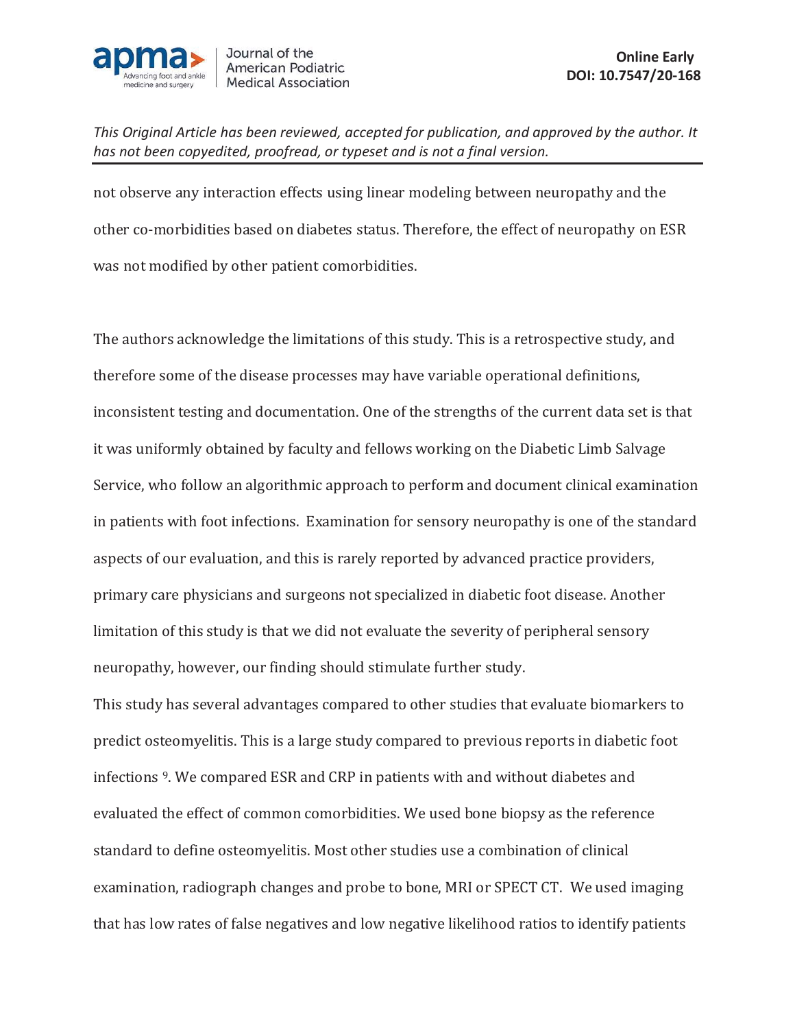not observe any interaction effects using linear modeling between neuropathy and the other co-morbidities based on diabetes status. Therefore, the effect of neuropathy on ESR was not modified by other patient comorbidities.

The authors acknowledge the limitations of this study. This is a retrospective study, and therefore some of the disease processes may have variable operational definitions, inconsistent testing and documentation. One of the strengths of the current data set is that it was uniformly obtained by faculty and fellows working on the Diabetic Limb Salvage Service, who follow an algorithmic approach to perform and document clinical examination in patients with foot infections. Examination for sensory neuropathy is one of the standard aspects of our evaluation, and this is rarely reported by advanced practice providers, primary care physicians and surgeons not specialized in diabetic foot disease. Another limitation of this study is that we did not evaluate the severity of peripheral sensory neuropathy, however, our finding should stimulate further study.

This study has several advantages compared to other studies that evaluate biomarkers to predict osteomyelitis. This is a large study compared to previous reports in diabetic foot infections [9]. We compared ESR and CRP in patients with and without diabetes and evaluated the effect of common comorbidities. We used bone biopsy as the reference standard to define osteomyelitis. Most other studies use a combination of clinical examination, radiograph changes and probe to bone, MRI or SPECT CT. We used imaging that has low rates of false negatives and low negative likelihood ratios to identify patients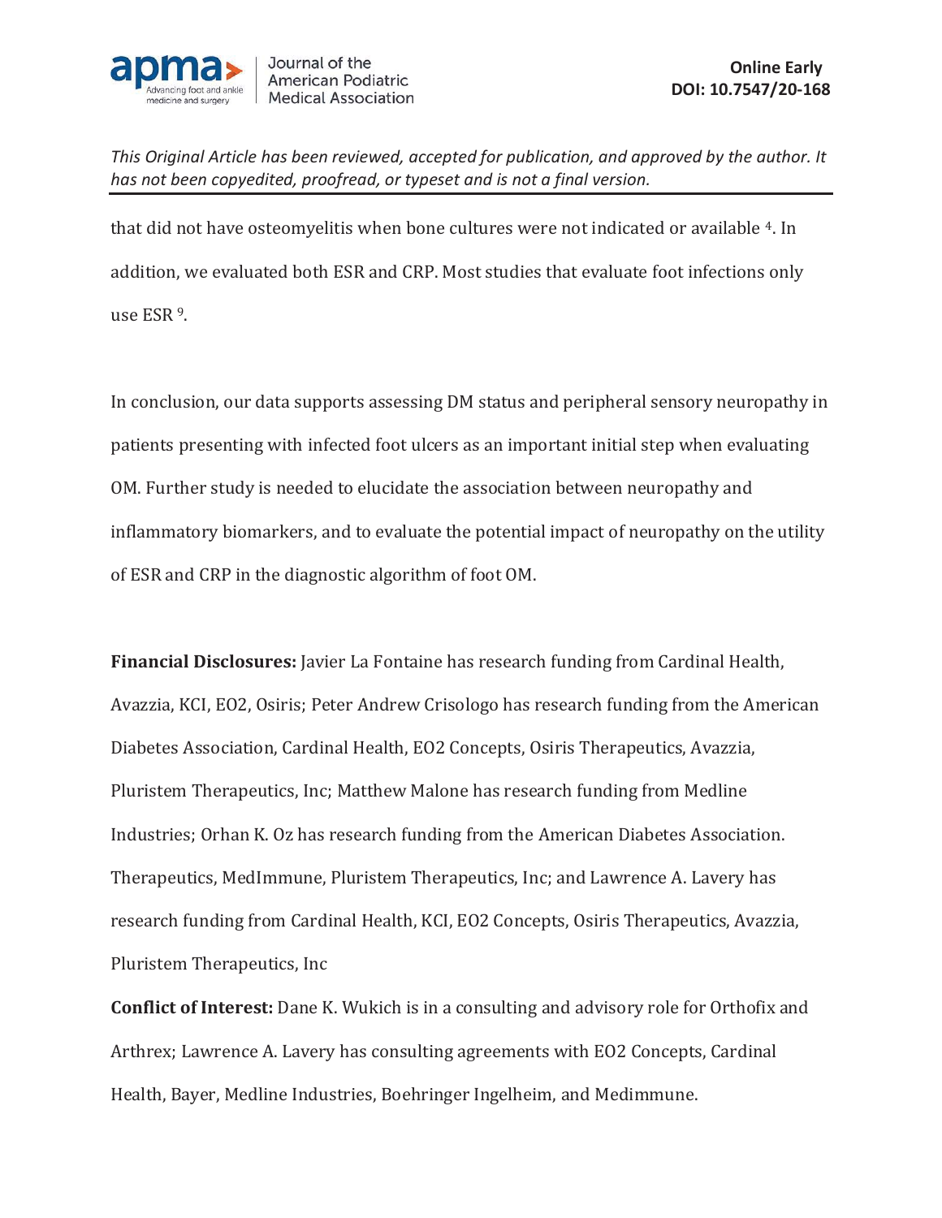that did not have osteomyelitis when bone cultures were not indicated or available [4]. In addition, we evaluated both ESR and CRP. Most studies that evaluate foot infections only use ESR [9].

In conclusion, our data supports assessing DM status and peripheral sensory neuropathy in patients presenting with infected foot ulcers as an important initial step when evaluating OM. Further study is needed to elucidate the association between neuropathy and inflammatory biomarkers, and to evaluate the potential impact of neuropathy on the utility of ESR and CRP in the diagnostic algorithm of foot OM.

**Financial Disclosures:** Javier La Fontaine has research funding from Cardinal Health, Avazzia, KCI, EO2, Osiris; Peter Andrew Crisologo has research funding from the American Diabetes Association, Cardinal Health, EO2 Concepts, Osiris Therapeutics, Avazzia, Pluristem Therapeutics, Inc; Matthew Malone has research funding from Medline Industries; Orhan K. Oz has research funding from the American Diabetes Association. Therapeutics, MedImmune, Pluristem Therapeutics, Inc; and Lawrence A. Lavery has research funding from Cardinal Health, KCI, EO2 Concepts, Osiris Therapeutics, Avazzia, Pluristem Therapeutics, Inc

**Conflict of Interest:** Dane K. Wukich is in a consulting and advisory role for Orthofix and Arthrex; Lawrence A. Lavery has consulting agreements with EO2 Concepts, Cardinal Health, Bayer, Medline Industries, Boehringer Ingelheim, and Medimmune.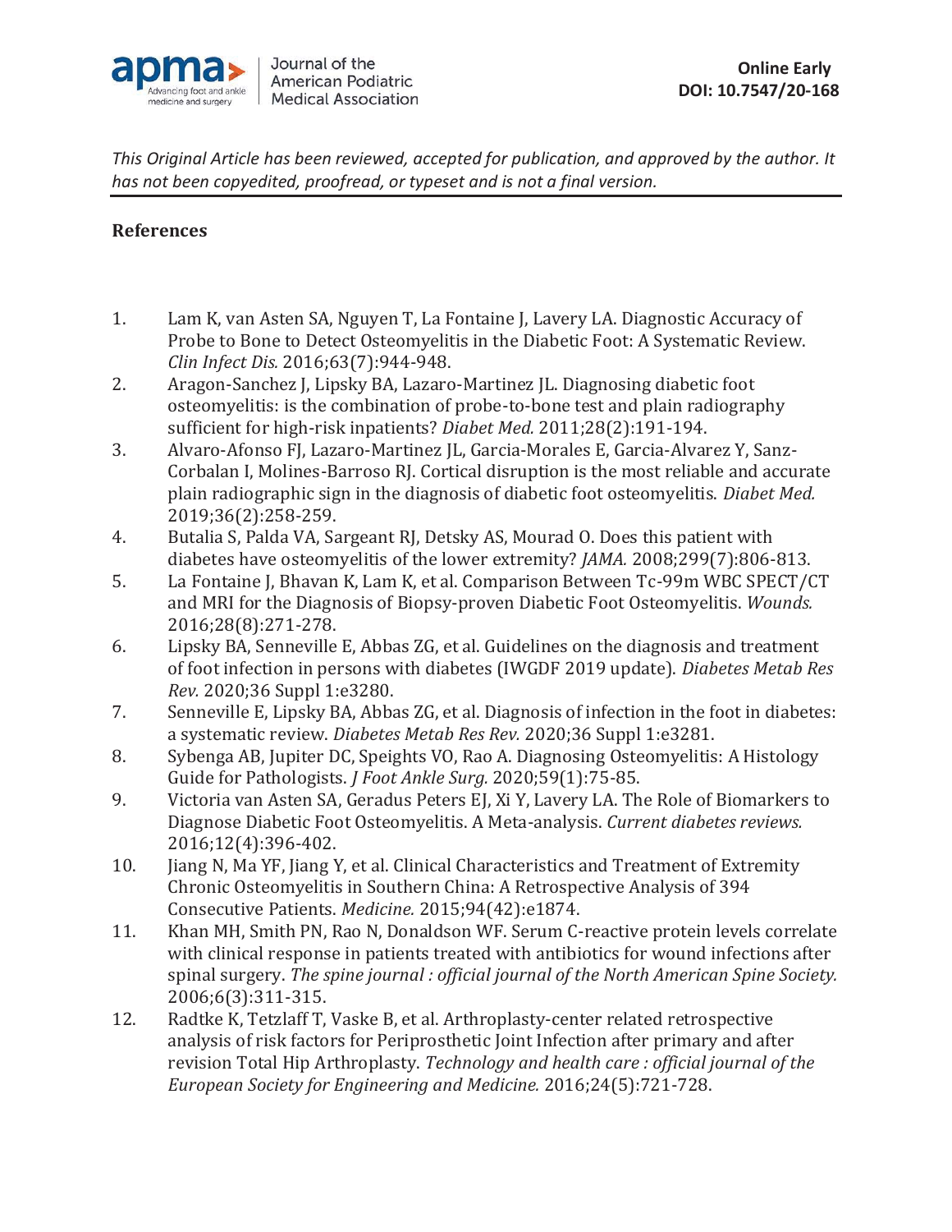*This Original Article has been reviewed, accepted for publication, and approved by the author. It has not been copyedited, proofread, or typeset and is not a final version.*

## References

1. Lam K, van Asten SA, Nguyen T, La Fontaine J, Lavery LA. Diagnostic Accuracy of Probe to Bone to Detect Osteomyelitis in the Diabetic Foot: A Systematic Review. *Clin Infect Dis.* 2016;63(7):944-948.
2. Aragon-Sanchez J, Lipsky BA, Lazaro-Martinez JL. Diagnosing diabetic foot osteomyelitis: is the combination of probe-to-bone test and plain radiography sufficient for high-risk inpatients? *Diabet Med.* 2011;28(2):191-194.
3. Alvaro-Afonso FJ, Lazaro-Martinez JL, Garcia-Morales E, Garcia-Alvarez Y, Sanz-Corbalan I, Molines-Barroso RJ. Cortical disruption is the most reliable and accurate plain radiographic sign in the diagnosis of diabetic foot osteomyelitis. *Diabet Med.* 2019;36(2):258-259.
4. Butalia S, Palda VA, Sargeant RJ, Detsky AS, Mourad O. Does this patient with diabetes have osteomyelitis of the lower extremity? *JAMA.* 2008;299(7):806-813.
5. La Fontaine J, Bhavan K, Lam K, et al. Comparison Between Tc-99m WBC SPECT/CT and MRI for the Diagnosis of Biopsy-proven Diabetic Foot Osteomyelitis. *Wounds.* 2016;28(8):271-278.
6. Lipsky BA, Senneville E, Abbas ZG, et al. Guidelines on the diagnosis and treatment of foot infection in persons with diabetes (IWGDF 2019 update). *Diabetes Metab Res Rev.* 2020;36 Suppl 1:e3280.
7. Senneville E, Lipsky BA, Abbas ZG, et al. Diagnosis of infection in the foot in diabetes: a systematic review. *Diabetes Metab Res Rev.* 2020;36 Suppl 1:e3281.
8. Sybenga AB, Jupiter DC, Speights VO, Rao A. Diagnosing Osteomyelitis: A Histology Guide for Pathologists. *J Foot Ankle Surg.* 2020;59(1):75-85.
9. Victoria van Asten SA, Geradus Peters EJ, Xi Y, Lavery LA. The Role of Biomarkers to Diagnose Diabetic Foot Osteomyelitis. A Meta-analysis. *Current diabetes reviews.* 2016;12(4):396-402.
10. Jiang N, Ma YF, Jiang Y, et al. Clinical Characteristics and Treatment of Extremity Chronic Osteomyelitis in Southern China: A Retrospective Analysis of 394 Consecutive Patients. *Medicine.* 2015;94(42):e1874.
11. Khan MH, Smith PN, Rao N, Donaldson WF. Serum C-reactive protein levels correlate with clinical response in patients treated with antibiotics for wound infections after spinal surgery. *The spine journal : official journal of the North American Spine Society.* 2006;6(3):311-315.
12. Radtke K, Tetzlaff T, Vaske B, et al. Arthroplasty-center related retrospective analysis of risk factors for Periprosthetic Joint Infection after primary and after revision Total Hip Arthroplasty. *Technology and health care : official journal of the European Society for Engineering and Medicine.* 2016;24(5):721-728.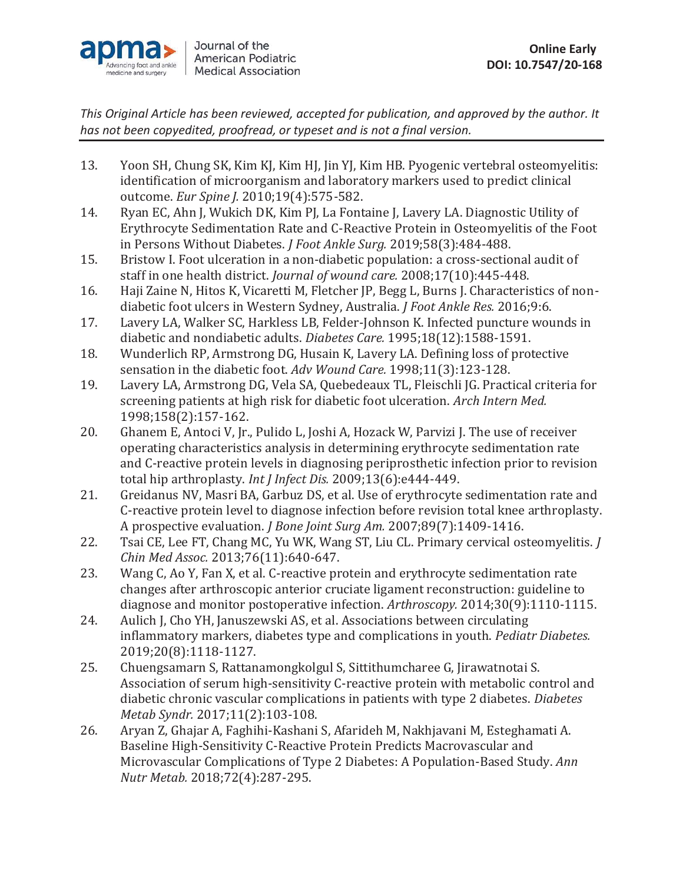13. Yoon SH, Chung SK, Kim KJ, Kim HJ, Jin YJ, Kim HB. Pyogenic vertebral osteomyelitis: identification of microorganism and laboratory markers used to predict clinical outcome. *Eur Spine J.* 2010;19(4):575-582.
14. Ryan EC, Ahn J, Wukich DK, Kim PJ, La Fontaine J, Lavery LA. Diagnostic Utility of Erythrocyte Sedimentation Rate and C-Reactive Protein in Osteomyelitis of the Foot in Persons Without Diabetes. *J Foot Ankle Surg.* 2019;58(3):484-488.
15. Bristow I. Foot ulceration in a non-diabetic population: a cross-sectional audit of staff in one health district. *Journal of wound care.* 2008;17(10):445-448.
16. Haji Zaine N, Hitos K, Vicaretti M, Fletcher JP, Begg L, Burns J. Characteristics of non-diabetic foot ulcers in Western Sydney, Australia. *J Foot Ankle Res.* 2016;9:6.
17. Lavery LA, Walker SC, Harkless LB, Felder-Johnson K. Infected puncture wounds in diabetic and nondiabetic adults. *Diabetes Care.* 1995;18(12):1588-1591.
18. Wunderlich RP, Armstrong DG, Husain K, Lavery LA. Defining loss of protective sensation in the diabetic foot. *Adv Wound Care.* 1998;11(3):123-128.
19. Lavery LA, Armstrong DG, Vela SA, Quebedeaux TL, Fleischli JG. Practical criteria for screening patients at high risk for diabetic foot ulceration. *Arch Intern Med.* 1998;158(2):157-162.
20. Ghanem E, Antoci V, Jr., Pulido L, Joshi A, Hozack W, Parvizi J. The use of receiver operating characteristics analysis in determining erythrocyte sedimentation rate and C-reactive protein levels in diagnosing periprosthetic infection prior to revision total hip arthroplasty. *Int J Infect Dis.* 2009;13(6):e444-449.
21. Greidanus NV, Masri BA, Garbuz DS, et al. Use of erythrocyte sedimentation rate and C-reactive protein level to diagnose infection before revision total knee arthroplasty. A prospective evaluation. *J Bone Joint Surg Am.* 2007;89(7):1409-1416.
22. Tsai CE, Lee FT, Chang MC, Yu WK, Wang ST, Liu CL. Primary cervical osteomyelitis. *J Chin Med Assoc.* 2013;76(11):640-647.
23. Wang C, Ao Y, Fan X, et al. C-reactive protein and erythrocyte sedimentation rate changes after arthroscopic anterior cruciate ligament reconstruction: guideline to diagnose and monitor postoperative infection. *Arthroscopy.* 2014;30(9):1110-1115.
24. Aulich J, Cho YH, Januszewski AS, et al. Associations between circulating inflammatory markers, diabetes type and complications in youth. *Pediatr Diabetes.* 2019;20(8):1118-1127.
25. Chuengsamarn S, Rattanamongkolgul S, Sittithumcharee G, Jirawatnotai S. Association of serum high-sensitivity C-reactive protein with metabolic control and diabetic chronic vascular complications in patients with type 2 diabetes. *Diabetes Metab Syndr.* 2017;11(2):103-108.
26. Aryan Z, Ghajar A, Faghihi-Kashani S, Afarideh M, Nakhjavani M, Esteghamati A. Baseline High-Sensitivity C-Reactive Protein Predicts Macrovascular and Microvascular Complications of Type 2 Diabetes: A Population-Based Study. *Ann Nutr Metab.* 2018;72(4):287-295.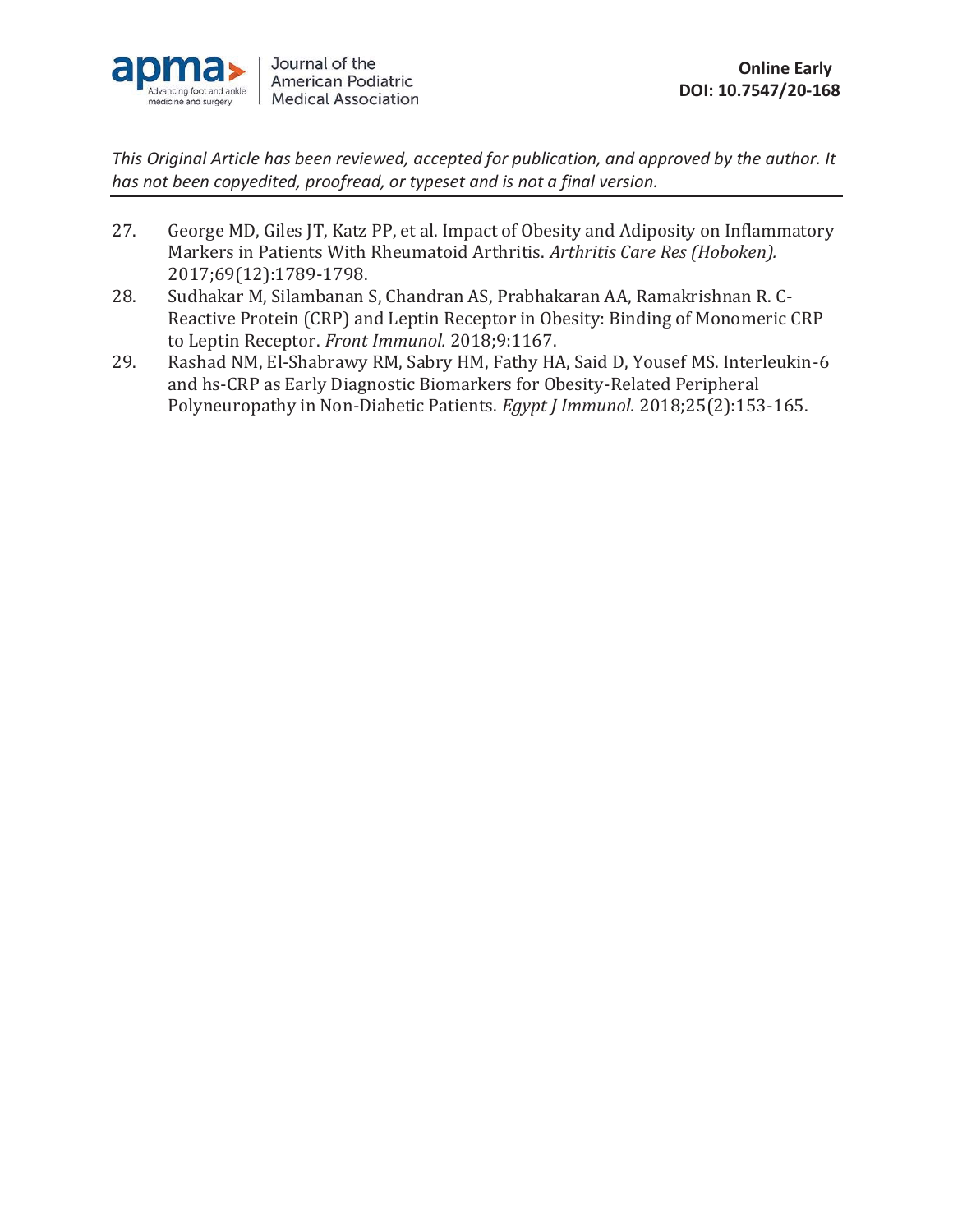27. George MD, Giles JT, Katz PP, et al. Impact of Obesity and Adiposity on Inflammatory Markers in Patients With Rheumatoid Arthritis. *Arthritis Care Res (Hoboken).* 2017;69(12):1789-1798.
28. Sudhakar M, Silambanan S, Chandran AS, Prabhakaran AA, Ramakrishnan R. C-Reactive Protein (CRP) and Leptin Receptor in Obesity: Binding of Monomeric CRP to Leptin Receptor. *Front Immunol.* 2018;9:1167.
29. Rashad NM, El-Shabrawy RM, Sabry HM, Fathy HA, Said D, Yousef MS. Interleukin-6 and hs-CRP as Early Diagnostic Biomarkers for Obesity-Related Peripheral Polyneuropathy in Non-Diabetic Patients. *Egypt J Immunol.* 2018;25(2):153-165.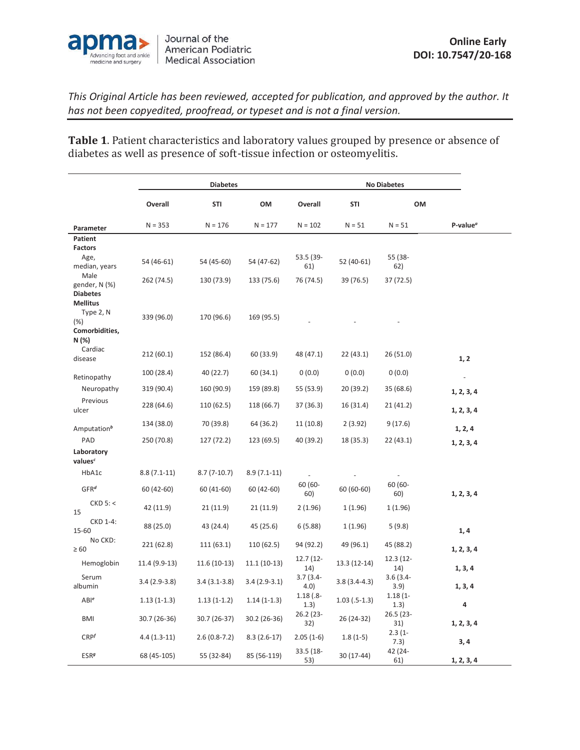*This Original Article has been reviewed, accepted for publication, and approved by the author. It has not been copyedited, proofread, or typeset and is not a final version.*

**Table 1**. Patient characteristics and laboratory values grouped by presence or absence of diabetes as well as presence of soft-tissue infection or osteomyelitis.

| | Diabetes | | | No Diabetes | | | |
|---|---|---|---|---|---|---|---|
| | Overall | STI | OM | Overall | STI | OM | |
| Parameter | N = 353 | N = 176 | N = 177 | N = 102 | N = 51 | N = 51 | P-value[a] |
| **Patient Factors** | | | | | | | |
| Age, median, years | 54 (46-61) | 54 (45-60) | 54 (47-62) | 53.5 (39-61) | 52 (40-61) | 55 (38-62) | |
| Male gender, N (%) | 262 (74.5) | 130 (73.9) | 133 (75.6) | 76 (74.5) | 39 (76.5) | 37 (72.5) | |
| **Diabetes Mellitus** | | | | | | | |
| Type 2, N (%) | 339 (96.0) | 170 (96.6) | 169 (95.5) | - | - | - | |
| **Comorbidities, N (%)** | | | | | | | |
| Cardiac disease | 212 (60.1) | 152 (86.4) | 60 (33.9) | 48 (47.1) | 22 (43.1) | 26 (51.0) | 1, 2 |
| Retinopathy | 100 (28.4) | 40 (22.7) | 60 (34.1) | 0 (0.0) | 0 (0.0) | 0 (0.0) | - |
| Neuropathy | 319 (90.4) | 160 (90.9) | 159 (89.8) | 55 (53.9) | 20 (39.2) | 35 (68.6) | 1, 2, 3, 4 |
| Previous ulcer | 228 (64.6) | 110 (62.5) | 118 (66.7) | 37 (36.3) | 16 (31.4) | 21 (41.2) | 1, 2, 3, 4 |
| Amputation[b] | 134 (38.0) | 70 (39.8) | 64 (36.2) | 11 (10.8) | 2 (3.92) | 9 (17.6) | 1, 2, 4 |
| PAD | 250 (70.8) | 127 (72.2) | 123 (69.5) | 40 (39.2) | 18 (35.3) | 22 (43.1) | 1, 2, 3, 4 |
| **Laboratory values[c]** | | | | | | | |
| HbA1c | 8.8 (7.1-11) | 8.7 (7-10.7) | 8.9 (7.1-11) | - | - | - | |
| GFR[d] | 60 (42-60) | 60 (41-60) | 60 (42-60) | 60 (60-60) | 60 (60-60) | 60 (60-60) | 1, 2, 3, 4 |
| CKD 5: < 15 | 42 (11.9) | 21 (11.9) | 21 (11.9) | 2 (1.96) | 1 (1.96) | 1 (1.96) | |
| CKD 1-4: 15-60 | 88 (25.0) | 43 (24.4) | 45 (25.6) | 6 (5.88) | 1 (1.96) | 5 (9.8) | 1, 4 |
| No CKD: ≥ 60 | 221 (62.8) | 111 (63.1) | 110 (62.5) | 94 (92.2) | 49 (96.1) | 45 (88.2) | 1, 2, 3, 4 |
| Hemoglobin | 11.4 (9.9-13) | 11.6 (10-13) | 11.1 (10-13) | 12.7 (12-14) | 13.3 (12-14) | 12.3 (12-14) | 1, 3, 4 |
| Serum albumin | 3.4 (2.9-3.8) | 3.4 (3.1-3.8) | 3.4 (2.9-3.1) | 3.7 (3.4-4.0) | 3.8 (3.4-4.3) | 3.6 (3.4-3.9) | 1, 3, 4 |
| ABI[e] | 1.13 (1-1.3) | 1.13 (1-1.2) | 1.14 (1-1.3) | 1.18 (.8-1.3) | 1.03 (.5-1.3) | 1.18 (1-1.3) | 4 |
| BMI | 30.7 (26-36) | 30.7 (26-37) | 30.2 (26-36) | 26.2 (23-32) | 26 (24-32) | 26.5 (23-31) | 1, 2, 3, 4 |
| CRP[f] | 4.4 (1.3-11) | 2.6 (0.8-7.2) | 8.3 (2.6-17) | 2.05 (1-6) | 1.8 (1-5) | 2.3 (1-7.3) | 3, 4 |
| ESR[g] | 68 (45-105) | 55 (32-84) | 85 (56-119) | 33.5 (18-53) | 30 (17-44) | 42 (24-61) | 1, 2, 3, 4 |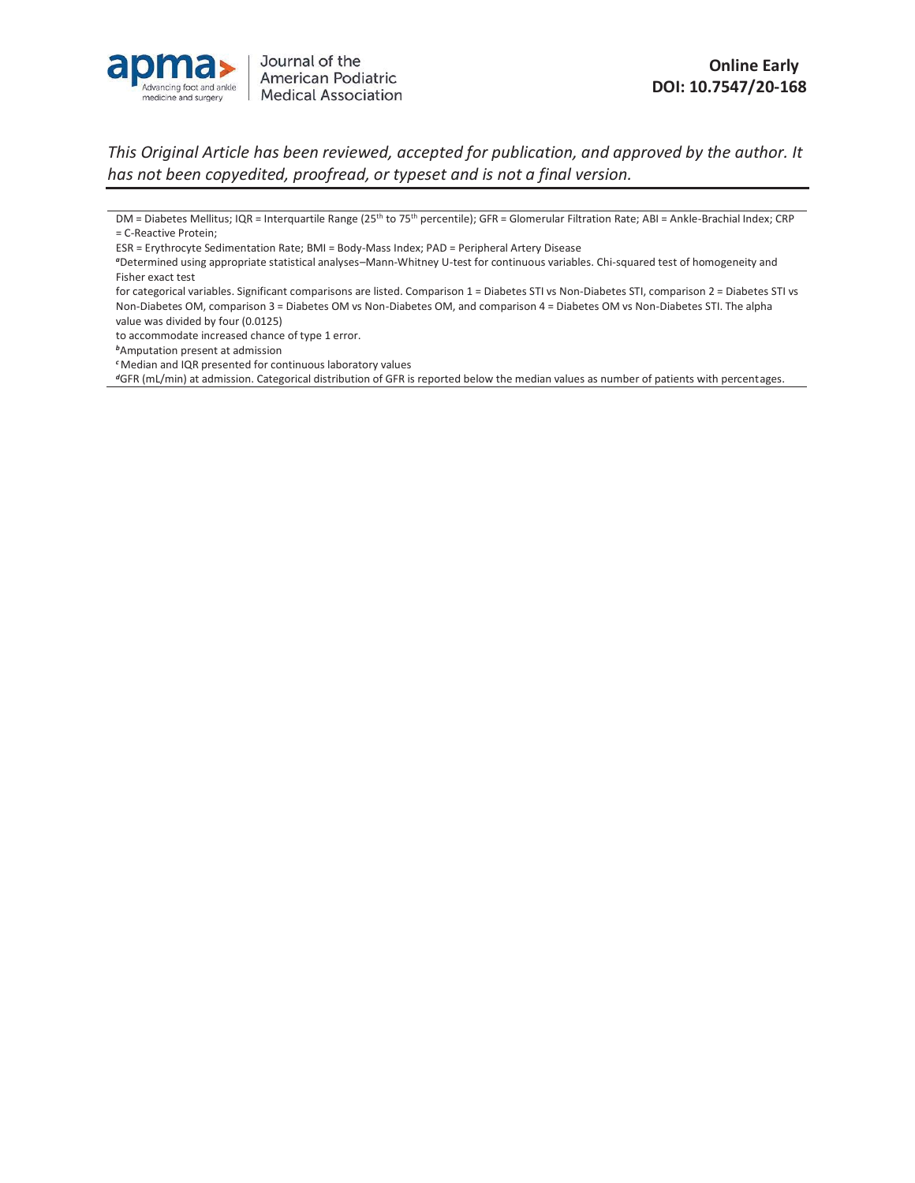DM = Diabetes Mellitus; IQR = Interquartile Range (25th to 75th percentile); GFR = Glomerular Filtration Rate; ABI = Ankle-Brachial Index; CRP = C-Reactive Protein;

ESR = Erythrocyte Sedimentation Rate; BMI = Body-Mass Index; PAD = Peripheral Artery Disease

[a]Determined using appropriate statistical analyses–Mann-Whitney U-test for continuous variables. Chi-squared test of homogeneity and Fisher exact test

for categorical variables. Significant comparisons are listed. Comparison 1 = Diabetes STI vs Non-Diabetes STI, comparison 2 = Diabetes STI vs Non-Diabetes OM, comparison 3 = Diabetes OM vs Non-Diabetes OM, and comparison 4 = Diabetes OM vs Non-Diabetes STI. The alpha value was divided by four (0.0125)

to accommodate increased chance of type 1 error.

[b]Amputation present at admission

[c]Median and IQR presented for continuous laboratory values

[d]GFR (mL/min) at admission. Categorical distribution of GFR is reported below the median values as number of patients with percentages.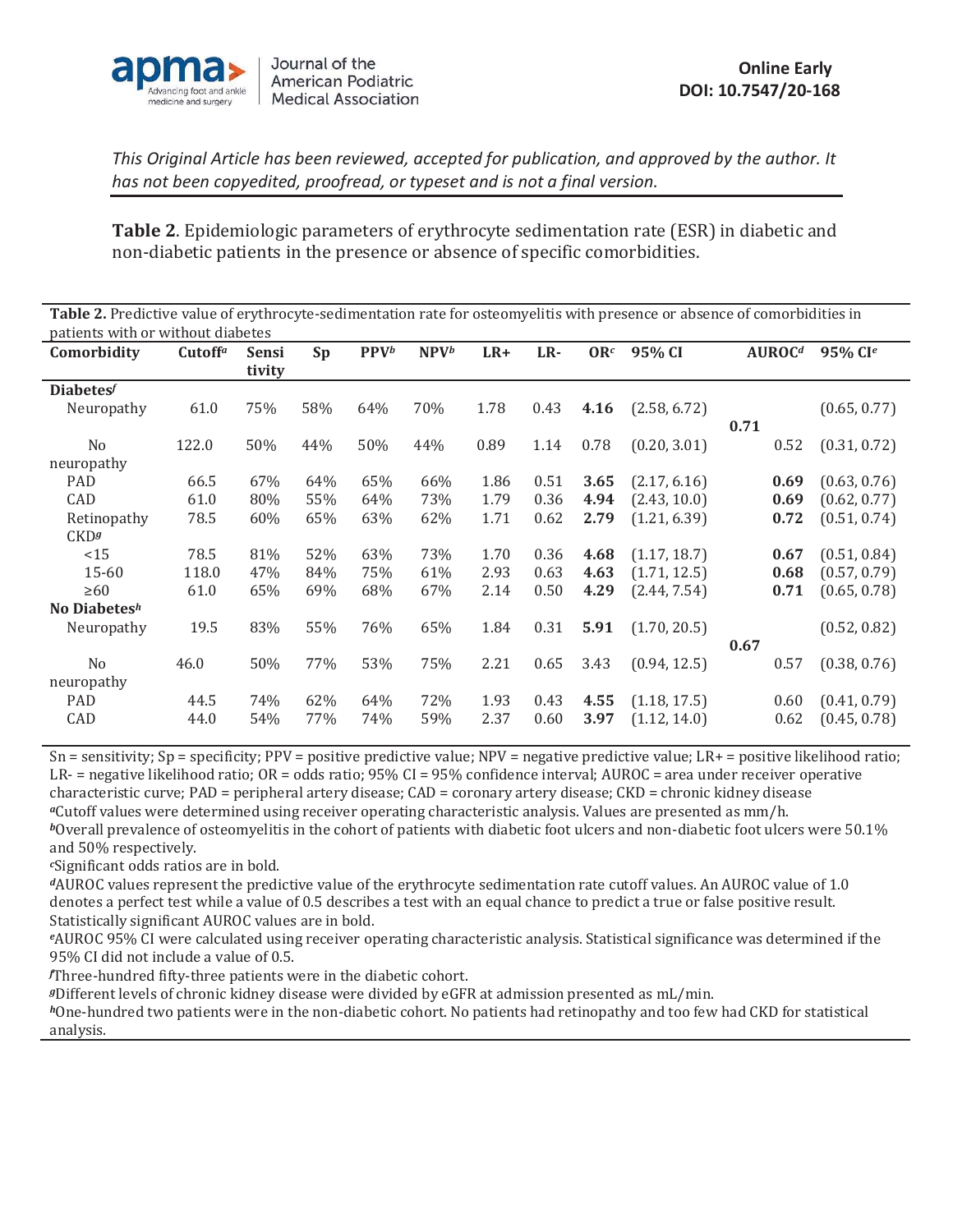*This Original Article has been reviewed, accepted for publication, and approved by the author. It has not been copyedited, proofread, or typeset and is not a final version.*

**Table 2**. Epidemiologic parameters of erythrocyte sedimentation rate (ESR) in diabetic and non-diabetic patients in the presence or absence of specific comorbidities.

**Table 2.** Predictive value of erythrocyte-sedimentation rate for osteomyelitis with presence or absence of comorbidities in patients with or without diabetes

| Comorbidity | Cutoff[a] | Sensitivity | Sp | PPV[b] | NPV[b] | LR+ | LR- | OR[c] | 95% CI | AUROC[d] | 95% CI[e] |
|---|---|---|---|---|---|---|---|---|---|---|---|
| **Diabetes[f]** | | | | | | | | | | | |
| Neuropathy | 61.0 | 75% | 58% | 64% | 70% | 1.78 | 0.43 | **4.16** | (2.58, 6.72) | **0.71** | (0.65, 0.77) |
| No neuropathy | 122.0 | 50% | 44% | 50% | 44% | 0.89 | 1.14 | 0.78 | (0.20, 3.01) | 0.52 | (0.31, 0.72) |
| PAD | 66.5 | 67% | 64% | 65% | 66% | 1.86 | 0.51 | **3.65** | (2.17, 6.16) | **0.69** | (0.63, 0.76) |
| CAD | 61.0 | 80% | 55% | 64% | 73% | 1.79 | 0.36 | **4.94** | (2.43, 10.0) | **0.69** | (0.62, 0.77) |
| Retinopathy | 78.5 | 60% | 65% | 63% | 62% | 1.71 | 0.62 | **2.79** | (1.21, 6.39) | **0.72** | (0.51, 0.74) |
| CKD[g] | | | | | | | | | | | |
| <15 | 78.5 | 81% | 52% | 63% | 73% | 1.70 | 0.36 | **4.68** | (1.17, 18.7) | **0.67** | (0.51, 0.84) |
| 15-60 | 118.0 | 47% | 84% | 75% | 61% | 2.93 | 0.63 | **4.63** | (1.71, 12.5) | **0.68** | (0.57, 0.79) |
| ≥60 | 61.0 | 65% | 69% | 68% | 67% | 2.14 | 0.50 | **4.29** | (2.44, 7.54) | **0.71** | (0.65, 0.78) |
| **No Diabetes[h]** | | | | | | | | | | | |
| Neuropathy | 19.5 | 83% | 55% | 76% | 65% | 1.84 | 0.31 | **5.91** | (1.70, 20.5) | **0.67** | (0.52, 0.82) |
| No neuropathy | 46.0 | 50% | 77% | 53% | 75% | 2.21 | 0.65 | 3.43 | (0.94, 12.5) | 0.57 | (0.38, 0.76) |
| PAD | 44.5 | 74% | 62% | 64% | 72% | 1.93 | 0.43 | **4.55** | (1.18, 17.5) | 0.60 | (0.41, 0.79) |
| CAD | 44.0 | 54% | 77% | 74% | 59% | 2.37 | 0.60 | **3.97** | (1.12, 14.0) | 0.62 | (0.45, 0.78) |

Sn = sensitivity; Sp = specificity; PPV = positive predictive value; NPV = negative predictive value; LR+ = positive likelihood ratio; LR- = negative likelihood ratio; OR = odds ratio; 95% CI = 95% confidence interval; AUROC = area under receiver operative characteristic curve; PAD = peripheral artery disease; CAD = coronary artery disease; CKD = chronic kidney disease

[a] Cutoff values were determined using receiver operating characteristic analysis. Values are presented as mm/h.

[b] Overall prevalence of osteomyelitis in the cohort of patients with diabetic foot ulcers and non-diabetic foot ulcers were 50.1% and 50% respectively.

[c] Significant odds ratios are in bold.

[d] AUROC values represent the predictive value of the erythrocyte sedimentation rate cutoff values. An AUROC value of 1.0 denotes a perfect test while a value of 0.5 describes a test with an equal chance to predict a true or false positive result. Statistically significant AUROC values are in bold.

[e] AUROC 95% CI were calculated using receiver operating characteristic analysis. Statistical significance was determined if the 95% CI did not include a value of 0.5.

[f] Three-hundred fifty-three patients were in the diabetic cohort.

[g] Different levels of chronic kidney disease were divided by eGFR at admission presented as mL/min.

[h] One-hundred two patients were in the non-diabetic cohort. No patients had retinopathy and too few had CKD for statistical analysis.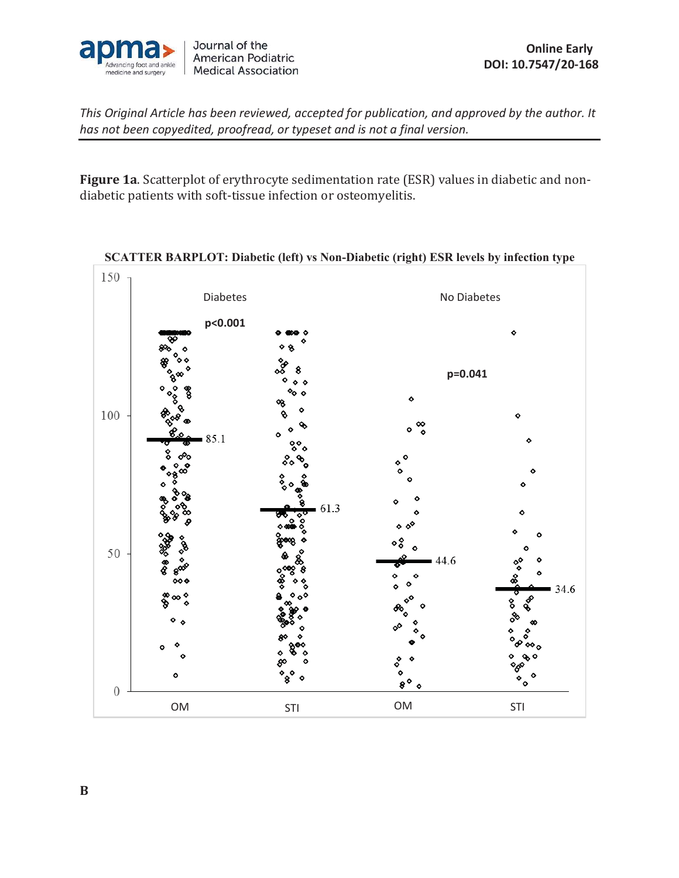**Figure 1a**. Scatterplot of erythrocyte sedimentation rate (ESR) values in diabetic and non-diabetic patients with soft-tissue infection or osteomyelitis.

**SCATTER BARPLOT: Diabetic (left) vs Non-Diabetic (right) ESR levels by infection type**

**B**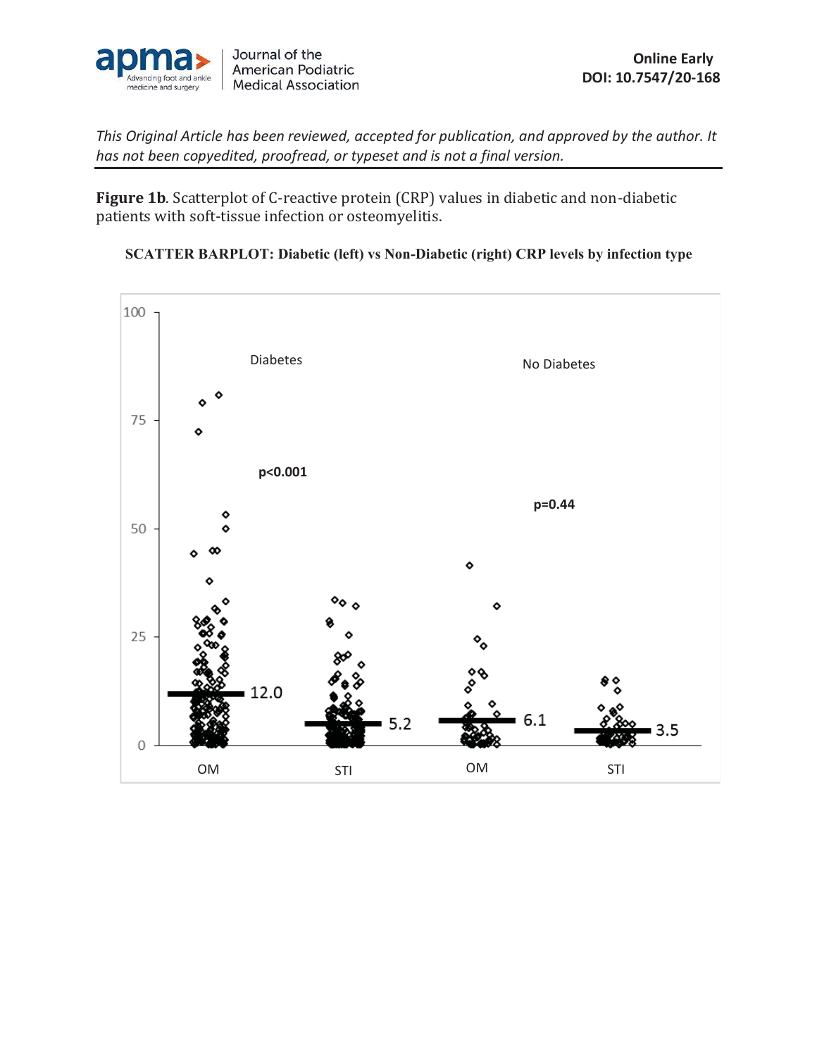*This Original Article has been reviewed, accepted for publication, and approved by the author. It has not been copyedited, proofread, or typeset and is not a final version.*

**Figure 1b**. Scatterplot of C-reactive protein (CRP) values in diabetic and non-diabetic patients with soft-tissue infection or osteomyelitis.

**SCATTER BARPLOT: Diabetic (left) vs Non-Diabetic (right) CRP levels by infection type**

100

75

50

25

0

Diabetes

No Diabetes

p<0.001

p=0.44

12.0

5.2

6.1

3.5

OM

STI

OM

STI